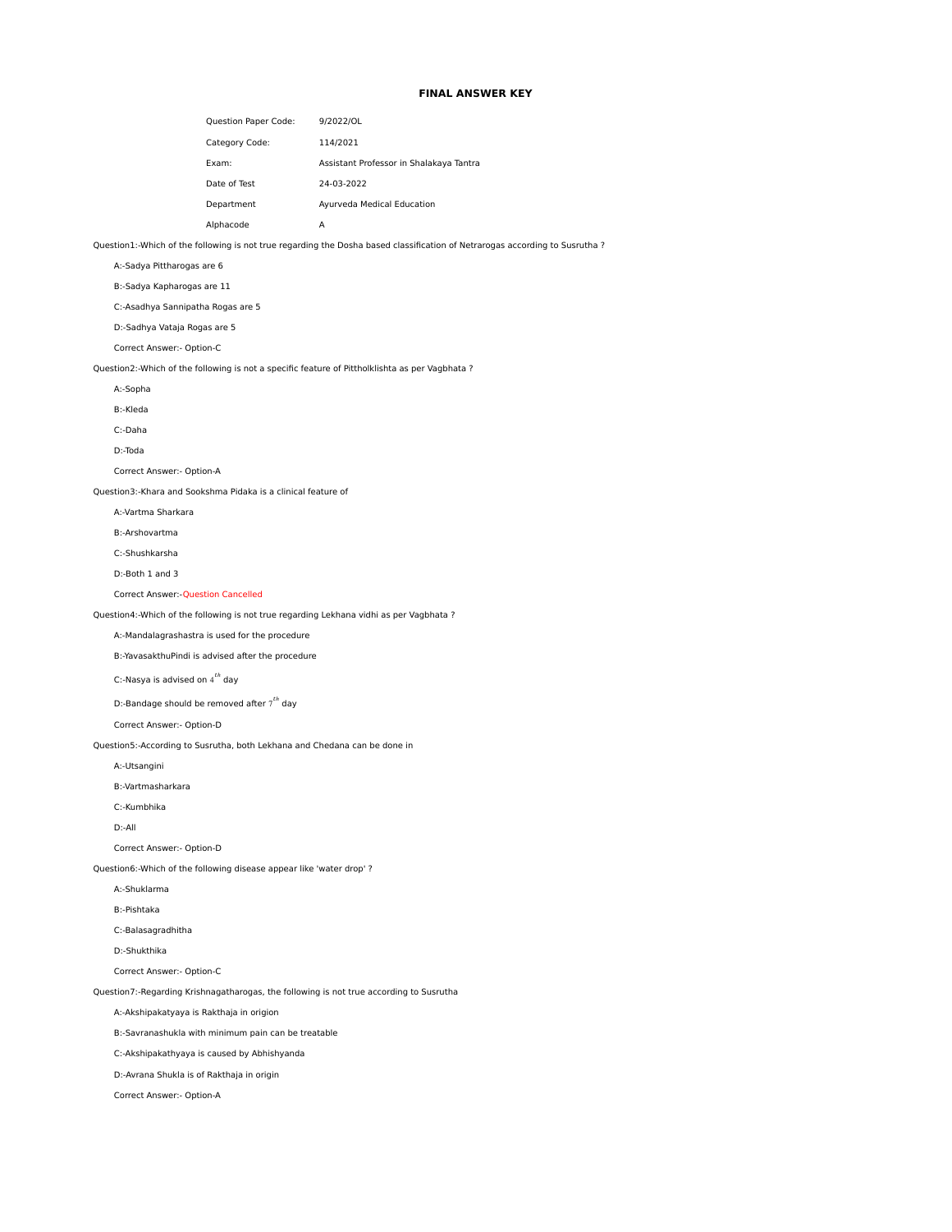# FINAL ANSWER KEY

| | |
|---|---|
| Question Paper Code: | 9/2022/OL |
| Category Code: | 114/2021 |
| Exam: | Assistant Professor in Shalakaya Tantra |
| Date of Test | 24-03-2022 |
| Department | Ayurveda Medical Education |
| Alphacode | A |

Question1:-Which of the following is not true regarding the Dosha based classification of Netrarogas according to Susrutha ?

A:-Sadya Pittharogas are 6

B:-Sadya Kapharogas are 11

C:-Asadhya Sannipatha Rogas are 5

D:-Sadhya Vataja Rogas are 5

Correct Answer:- Option-C

Question2:-Which of the following is not a specific feature of Pittholklishta as per Vagbhata ?

A:-Sopha

B:-Kleda

C:-Daha

D:-Toda

Correct Answer:- Option-A

Question3:-Khara and Sookshma Pidaka is a clinical feature of

A:-Vartma Sharkara

B:-Arshovartma

C:-Shushkarsha

D:-Both 1 and 3

Correct Answer:-Question Cancelled

Question4:-Which of the following is not true regarding Lekhana vidhi as per Vagbhata ?

A:-Mandalagrashastra is used for the procedure

B:-YavasakthuPindi is advised after the procedure

C:-Nasya is advised on $4^{th}$ day

D:-Bandage should be removed after $7^{th}$ day

Correct Answer:- Option-D

Question5:-According to Susrutha, both Lekhana and Chedana can be done in

A:-Utsangini

B:-Vartmasharkara

C:-Kumbhika

D:-All

Correct Answer:- Option-D

Question6:-Which of the following disease appear like 'water drop' ?

A:-Shuklarma

B:-Pishtaka

C:-Balasagradhitha

D:-Shukthika

Correct Answer:- Option-C

Question7:-Regarding Krishnagatharogas, the following is not true according to Susrutha

A:-Akshipakatyaya is Rakthaja in origion

B:-Savranashukla with minimum pain can be treatable

C:-Akshipakathyaya is caused by Abhishyanda

D:-Avrana Shukla is of Rakthaja in origin

Correct Answer:- Option-A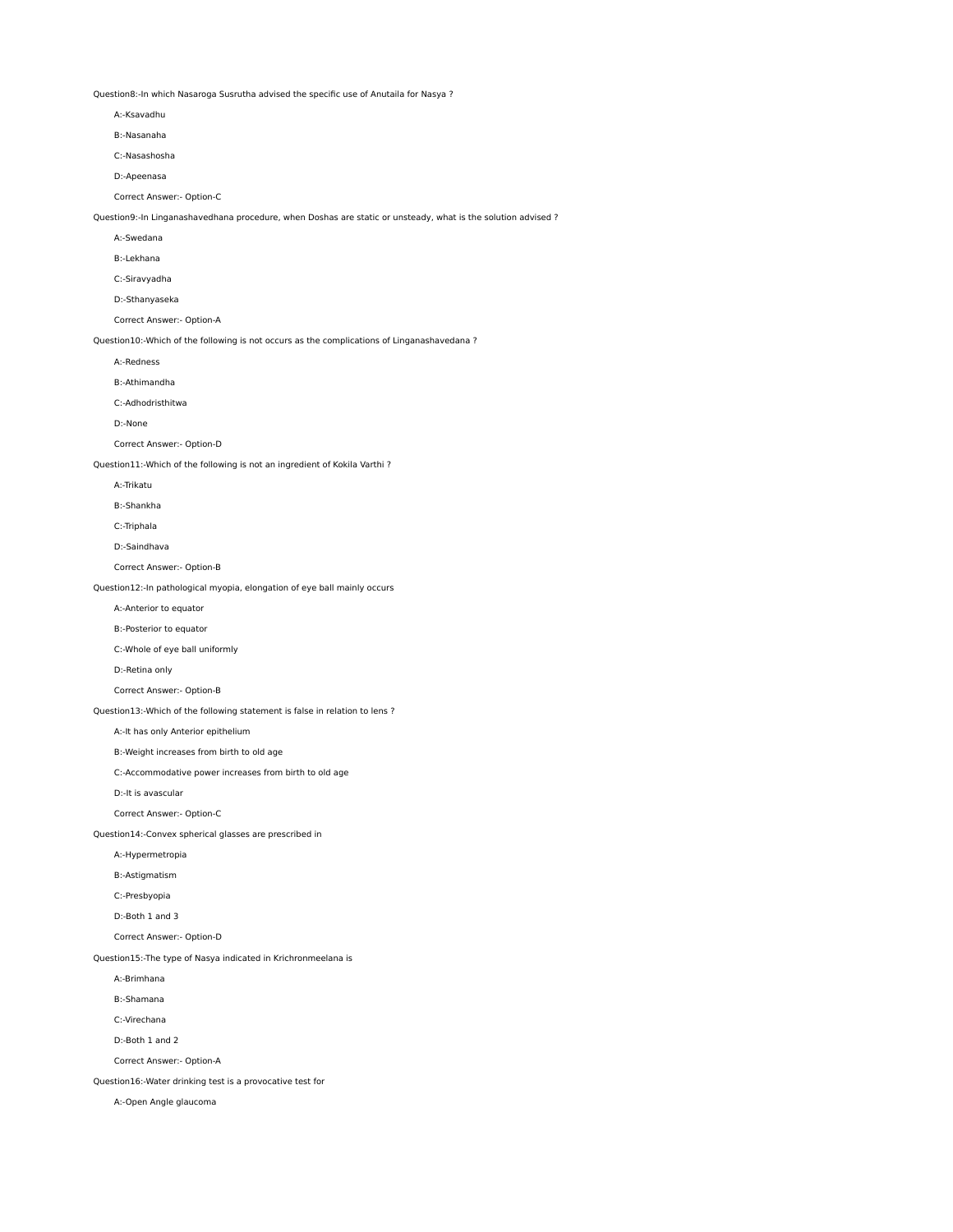Question8:-In which Nasaroga Susrutha advised the specific use of Anutaila for Nasya ?

A:-Ksavadhu

B:-Nasanaha

C:-Nasashosha

D:-Apeenasa

Correct Answer:- Option-C

Question9:-In Linganashavedhana procedure, when Doshas are static or unsteady, what is the solution advised ?

A:-Swedana

B:-Lekhana

C:-Siravyadha

D:-Sthanyaseka

Correct Answer:- Option-A

Question10:-Which of the following is not occurs as the complications of Linganashavedana ?

A:-Redness

B:-Athimandha

C:-Adhodristhitwa

D:-None

Correct Answer:- Option-D

Question11:-Which of the following is not an ingredient of Kokila Varthi ?

A:-Trikatu

B:-Shankha

C:-Triphala

D:-Saindhava

Correct Answer:- Option-B

Question12:-In pathological myopia, elongation of eye ball mainly occurs

A:-Anterior to equator

B:-Posterior to equator

C:-Whole of eye ball uniformly

D:-Retina only

Correct Answer:- Option-B

Question13:-Which of the following statement is false in relation to lens ?

A:-It has only Anterior epithelium

B:-Weight increases from birth to old age

C:-Accommodative power increases from birth to old age

D:-It is avascular

Correct Answer:- Option-C

Question14:-Convex spherical glasses are prescribed in

A:-Hypermetropia

B:-Astigmatism

C:-Presbyopia

D:-Both 1 and 3

Correct Answer:- Option-D

Question15:-The type of Nasya indicated in Krichronmeelana is

A:-Brimhana

B:-Shamana

C:-Virechana

D:-Both 1 and 2

Correct Answer:- Option-A

Question16:-Water drinking test is a provocative test for

A:-Open Angle glaucoma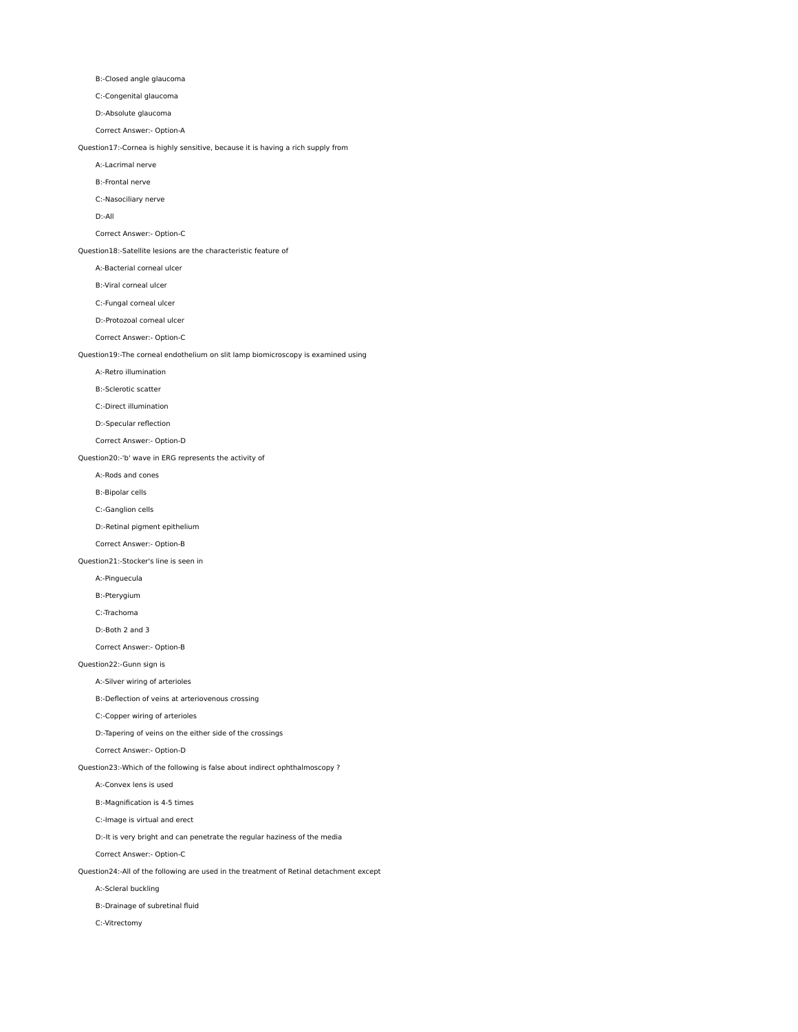B:-Closed angle glaucoma

C:-Congenital glaucoma

D:-Absolute glaucoma

Correct Answer:- Option-A

Question17:-Cornea is highly sensitive, because it is having a rich supply from

A:-Lacrimal nerve

B:-Frontal nerve

C:-Nasociliary nerve

D:-All

Correct Answer:- Option-C

Question18:-Satellite lesions are the characteristic feature of

A:-Bacterial corneal ulcer

B:-Viral corneal ulcer

C:-Fungal corneal ulcer

D:-Protozoal corneal ulcer

Correct Answer:- Option-C

Question19:-The corneal endothelium on slit lamp biomicroscopy is examined using

A:-Retro illumination

B:-Sclerotic scatter

C:-Direct illumination

D:-Specular reflection

Correct Answer:- Option-D

Question20:-'b' wave in ERG represents the activity of

A:-Rods and cones

B:-Bipolar cells

C:-Ganglion cells

D:-Retinal pigment epithelium

Correct Answer:- Option-B

Question21:-Stocker's line is seen in

A:-Pinguecula

B:-Pterygium

C:-Trachoma

D:-Both 2 and 3

Correct Answer:- Option-B

Question22:-Gunn sign is

A:-Silver wiring of arterioles

B:-Deflection of veins at arteriovenous crossing

C:-Copper wiring of arterioles

D:-Tapering of veins on the either side of the crossings

Correct Answer:- Option-D

Question23:-Which of the following is false about indirect ophthalmoscopy ?

A:-Convex lens is used

B:-Magnification is 4-5 times

C:-Image is virtual and erect

D:-It is very bright and can penetrate the regular haziness of the media

Correct Answer:- Option-C

Question24:-All of the following are used in the treatment of Retinal detachment except

A:-Scleral buckling

B:-Drainage of subretinal fluid

C:-Vitrectomy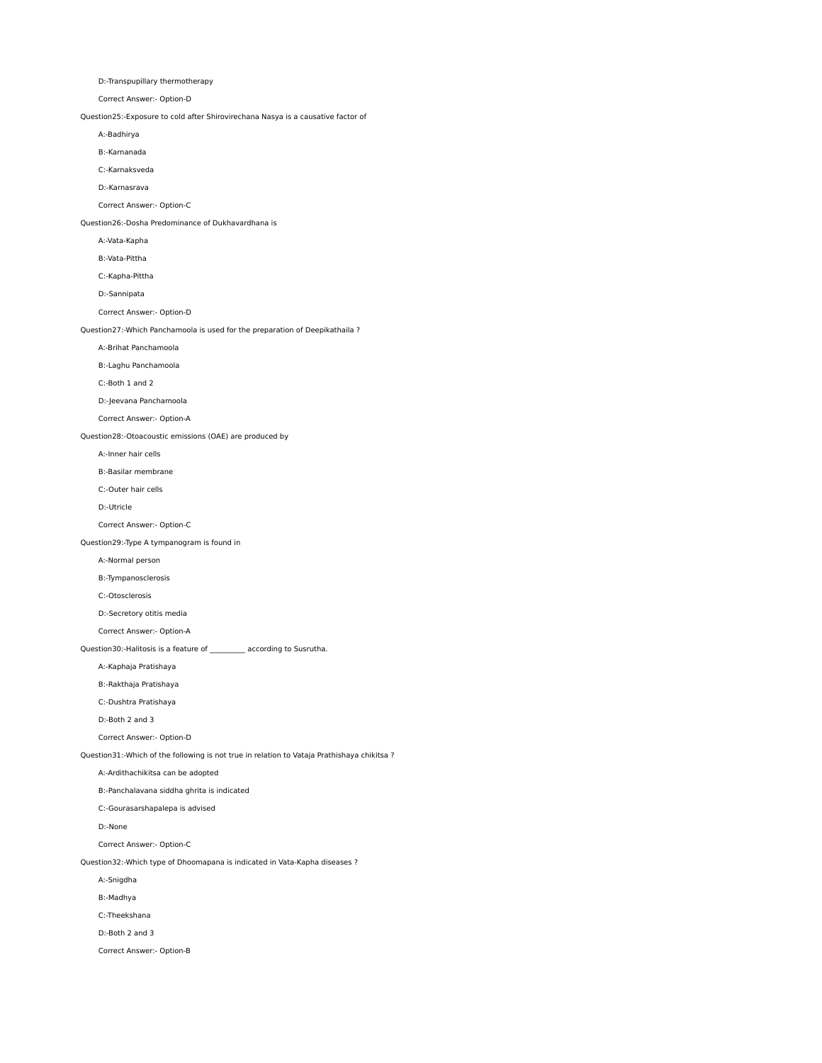D:-Transpupillary thermotherapy

Correct Answer:- Option-D

Question25:-Exposure to cold after Shirovirechana Nasya is a causative factor of

A:-Badhirya

B:-Karnanada

C:-Karnaksveda

D:-Karnasrava

Correct Answer:- Option-C

Question26:-Dosha Predominance of Dukhavardhana is

A:-Vata-Kapha

B:-Vata-Pittha

C:-Kapha-Pittha

D:-Sannipata

Correct Answer:- Option-D

Question27:-Which Panchamoola is used for the preparation of Deepikathaila ?

A:-Brihat Panchamoola

B:-Laghu Panchamoola

C:-Both 1 and 2

D:-Jeevana Panchamoola

Correct Answer:- Option-A

Question28:-Otoacoustic emissions (OAE) are produced by

A:-Inner hair cells

B:-Basilar membrane

C:-Outer hair cells

D:-Utricle

Correct Answer:- Option-C

Question29:-Type A tympanogram is found in

A:-Normal person

B:-Tympanosclerosis

C:-Otosclerosis

D:-Secretory otitis media

Correct Answer:- Option-A

Question30:-Halitosis is a feature of _________ according to Susrutha.

A:-Kaphaja Pratishaya

B:-Rakthaja Pratishaya

C:-Dushtra Pratishaya

D:-Both 2 and 3

Correct Answer:- Option-D

Question31:-Which of the following is not true in relation to Vataja Prathishaya chikitsa ?

A:-Ardithachikitsa can be adopted

B:-Panchalavana siddha ghrita is indicated

C:-Gourasarshapalepa is advised

D:-None

Correct Answer:- Option-C

Question32:-Which type of Dhoomapana is indicated in Vata-Kapha diseases ?

A:-Snigdha

B:-Madhya

C:-Theekshana

D:-Both 2 and 3

Correct Answer:- Option-B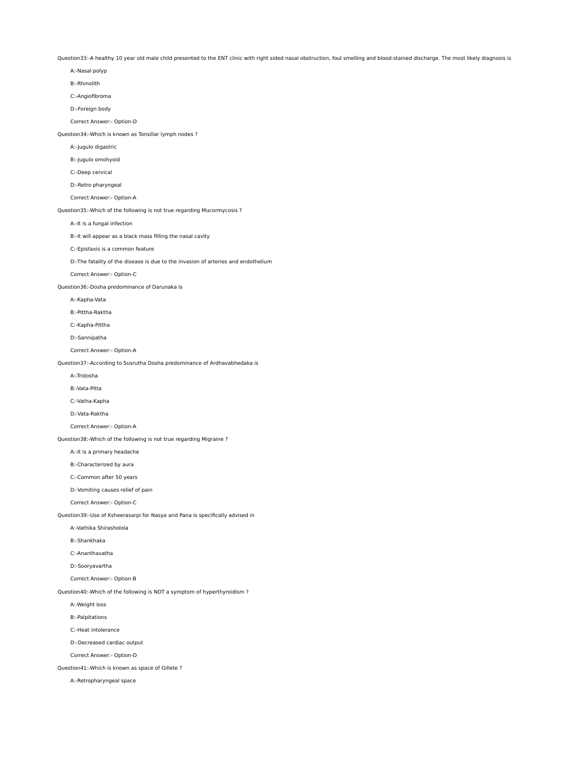Question33:-A healthy 10 year old male child presented to the ENT clinic with right sided nasal obstruction, foul smelling and blood-stained discharge. The most likely diagnosis is

A:-Nasal polyp

B:-Rhinolith

C:-Angiofibroma

D:-Foreign body

Correct Answer:- Option-D

Question34:-Which is known as Tonsillar lymph nodes ?

A:-Jugulo digastric

B:-Jugulo omohyoid

C:-Deep cervical

D:-Retro pharyngeal

Correct Answer:- Option-A

Question35:-Which of the following is not true regarding Mucormycosis ?

A:-It is a fungal infection

B:-It will appear as a black mass filling the nasal cavity

C:-Epistaxis is a common feature

D:-The fatality of the disease is due to the invasion of arteries and endothelium

Correct Answer:- Option-C

Question36:-Dosha predominance of Darunaka is

A:-Kapha-Vata

B:-Pittha-Raktha

C:-Kapha-Pittha

D:-Sannipatha

Correct Answer:- Option-A

Question37:-According to Susrutha Dosha predominance of Ardhavabhedaka is

A:-Tridosha

B:-Vata-Pitta

C:-Vatha-Kapha

D:-Vata-Raktha

Correct Answer:- Option-A

Question38:-Which of the following is not true regarding Migraine ?

A:-It is a primary headache

B:-Characterized by aura

C:-Common after 50 years

D:-Vomiting causes relief of pain

Correct Answer:- Option-C

Question39:-Use of Ksheerasarpi for Nasya and Pana is specifically advised in

A:-Vathika Shirasholola

B:-Shankhaka

C:-Ananthavatha

D:-Sooryavartha

Correct Answer:- Option-B

Question40:-Which of the following is NOT a symptom of hyperthyroidism ?

A:-Weight loss

B:-Palpitations

C:-Heat intolerance

D:-Decreased cardiac output

Correct Answer:- Option-D

Question41:-Which is known as space of Gillete ?

A:-Retropharyngeal space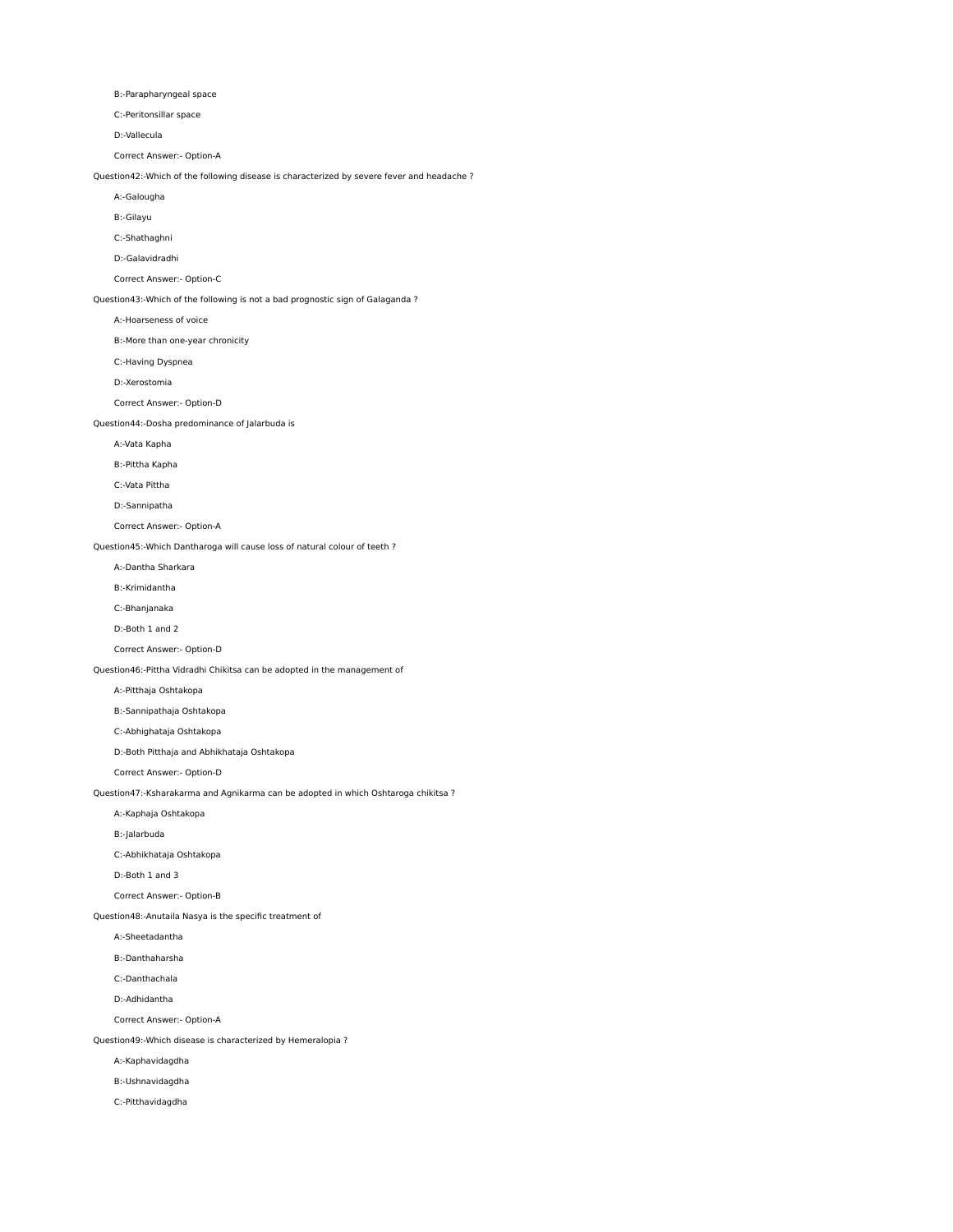B:-Parapharyngeal space

C:-Peritonsillar space

D:-Vallecula

Correct Answer:- Option-A

Question42:-Which of the following disease is characterized by severe fever and headache ?

A:-Galougha

B:-Gilayu

C:-Shathaghni

D:-Galavidradhi

Correct Answer:- Option-C

Question43:-Which of the following is not a bad prognostic sign of Galaganda ?

A:-Hoarseness of voice

B:-More than one-year chronicity

C:-Having Dyspnea

D:-Xerostomia

Correct Answer:- Option-D

Question44:-Dosha predominance of Jalarbuda is

A:-Vata Kapha

B:-Pittha Kapha

C:-Vata Pittha

D:-Sannipatha

Correct Answer:- Option-A

Question45:-Which Dantharoga will cause loss of natural colour of teeth ?

A:-Dantha Sharkara

B:-Krimidantha

C:-Bhanjanaka

D:-Both 1 and 2

Correct Answer:- Option-D

Question46:-Pittha Vidradhi Chikitsa can be adopted in the management of

A:-Pitthaja Oshtakopa

B:-Sannipathaja Oshtakopa

C:-Abhighataja Oshtakopa

D:-Both Pitthaja and Abhikhataja Oshtakopa

Correct Answer:- Option-D

Question47:-Ksharakarma and Agnikarma can be adopted in which Oshtaroga chikitsa ?

A:-Kaphaja Oshtakopa

B:-Jalarbuda

C:-Abhikhataja Oshtakopa

D:-Both 1 and 3

Correct Answer:- Option-B

Question48:-Anutaila Nasya is the specific treatment of

A:-Sheetadantha

B:-Danthaharsha

C:-Danthachala

D:-Adhidantha

Correct Answer:- Option-A

Question49:-Which disease is characterized by Hemeralopia ?

A:-Kaphavidagdha

B:-Ushnavidagdha

C:-Pitthavidagdha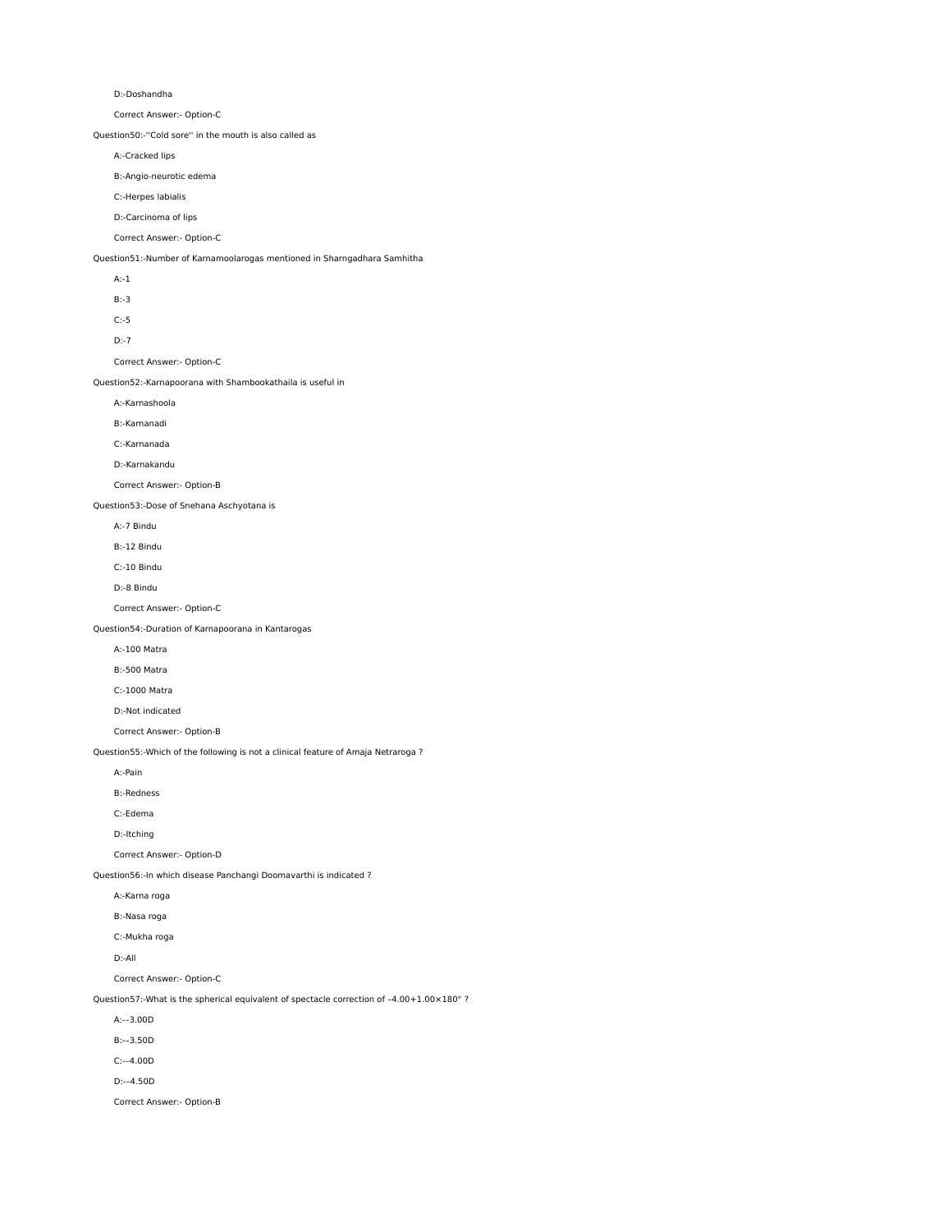D:-Doshandha

Correct Answer:- Option-C

Question50:-''Cold sore'' in the mouth is also called as

A:-Cracked lips

B:-Angio-neurotic edema

C:-Herpes labialis

D:-Carcinoma of lips

Correct Answer:- Option-C

Question51:-Number of Karnamoolarogas mentioned in Sharngadhara Samhitha

A:-1

B:-3

C:-5

D:-7

Correct Answer:- Option-C

Question52:-Karnapoorana with Shambookathaila is useful in

A:-Karnashoola

B:-Karnanadi

C:-Karnanada

D:-Karnakandu

Correct Answer:- Option-B

Question53:-Dose of Snehana Aschyotana is

A:-7 Bindu

B:-12 Bindu

C:-10 Bindu

D:-8 Bindu

Correct Answer:- Option-C

Question54:-Duration of Karnapoorana in Kantarogas

A:-100 Matra

B:-500 Matra

C:-1000 Matra

D:-Not indicated

Correct Answer:- Option-B

Question55:-Which of the following is not a clinical feature of Amaja Netraroga ?

A:-Pain

B:-Redness

C:-Edema

D:-Itching

Correct Answer:- Option-D

Question56:-In which disease Panchangi Doomavarthi is indicated ?

A:-Karna roga

B:-Nasa roga

C:-Mukha roga

D:-All

Correct Answer:- Option-C

Question57:-What is the spherical equivalent of spectacle correction of –4.00+1.00×180° ?

A:-–3.00D

B:-–3.50D

C:-–4.00D

D:-–4.50D

Correct Answer:- Option-B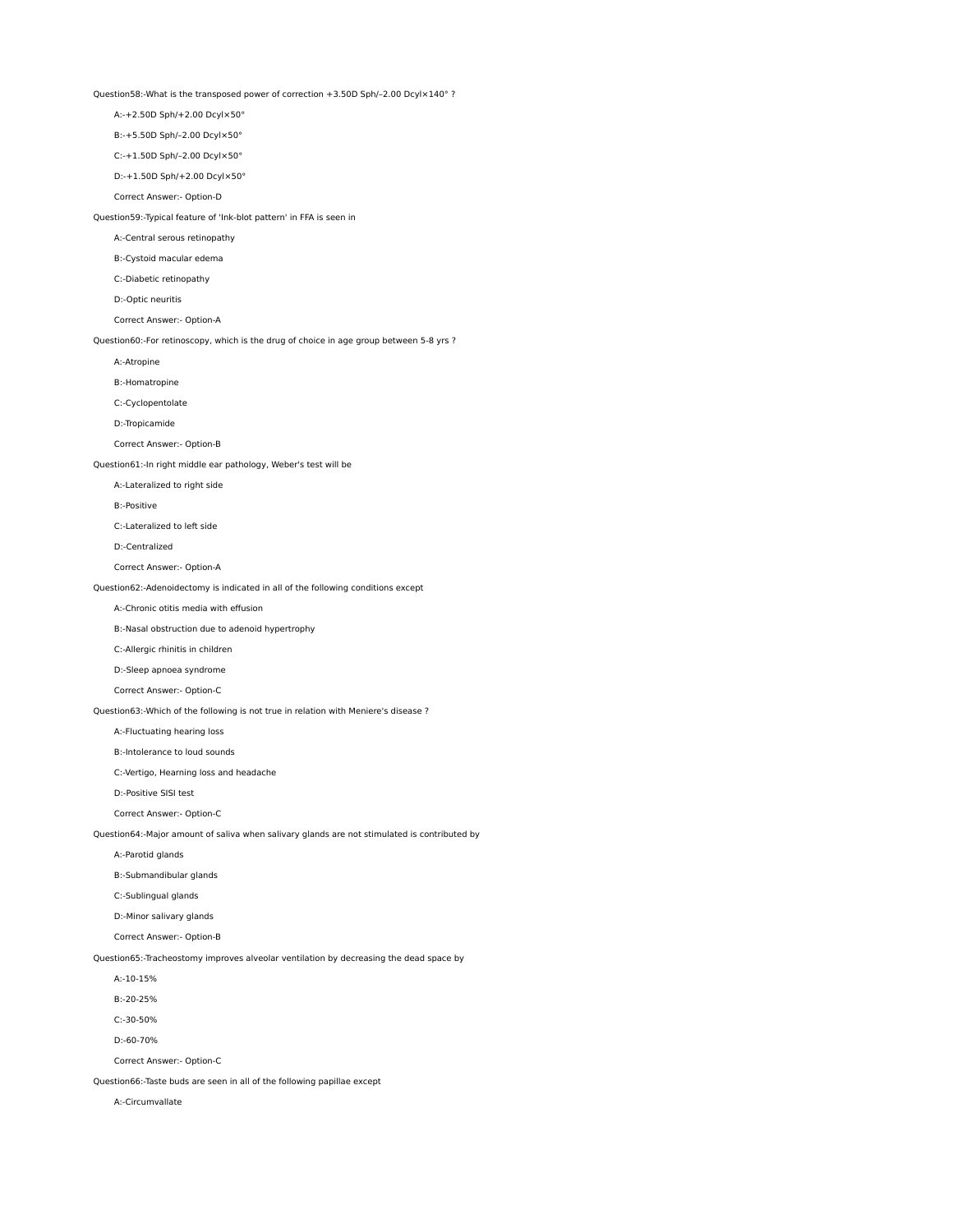Question58:-What is the transposed power of correction +3.50D Sph/–2.00 Dcyl×140° ?

A:-+2.50D Sph/+2.00 Dcyl×50°

B:-+5.50D Sph/–2.00 Dcyl×50°

C:-+1.50D Sph/–2.00 Dcyl×50°

D:-+1.50D Sph/+2.00 Dcyl×50°

Correct Answer:- Option-D

Question59:-Typical feature of 'Ink-blot pattern' in FFA is seen in

A:-Central serous retinopathy

B:-Cystoid macular edema

C:-Diabetic retinopathy

D:-Optic neuritis

Correct Answer:- Option-A

Question60:-For retinoscopy, which is the drug of choice in age group between 5-8 yrs ?

A:-Atropine

B:-Homatropine

C:-Cyclopentolate

D:-Tropicamide

Correct Answer:- Option-B

Question61:-In right middle ear pathology, Weber's test will be

A:-Lateralized to right side

B:-Positive

C:-Lateralized to left side

D:-Centralized

Correct Answer:- Option-A

Question62:-Adenoidectomy is indicated in all of the following conditions except

A:-Chronic otitis media with effusion

B:-Nasal obstruction due to adenoid hypertrophy

C:-Allergic rhinitis in children

D:-Sleep apnoea syndrome

Correct Answer:- Option-C

Question63:-Which of the following is not true in relation with Meniere's disease ?

A:-Fluctuating hearing loss

B:-Intolerance to loud sounds

C:-Vertigo, Hearning loss and headache

D:-Positive SISI test

Correct Answer:- Option-C

Question64:-Major amount of saliva when salivary glands are not stimulated is contributed by

A:-Parotid glands

B:-Submandibular glands

C:-Sublingual glands

D:-Minor salivary glands

Correct Answer:- Option-B

Question65:-Tracheostomy improves alveolar ventilation by decreasing the dead space by

A:-10-15%

B:-20-25%

C:-30-50%

D:-60-70%

Correct Answer:- Option-C

Question66:-Taste buds are seen in all of the following papillae except

A:-Circumvallate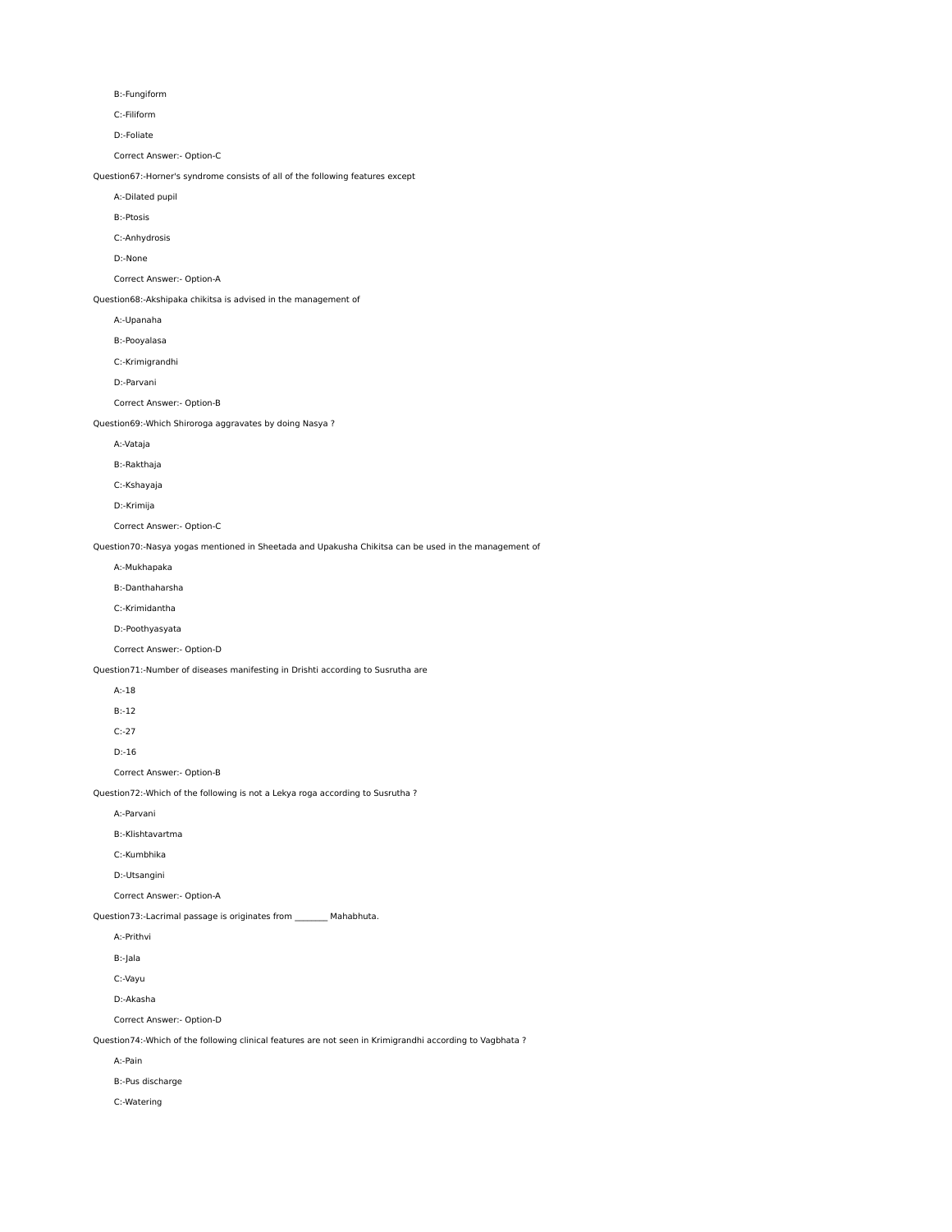B:-Fungiform

C:-Filiform

D:-Foliate

Correct Answer:- Option-C

Question67:-Horner's syndrome consists of all of the following features except

A:-Dilated pupil

B:-Ptosis

C:-Anhydrosis

D:-None

Correct Answer:- Option-A

Question68:-Akshipaka chikitsa is advised in the management of

A:-Upanaha

B:-Pooyalasa

C:-Krimigrandhi

D:-Parvani

Correct Answer:- Option-B

Question69:-Which Shiroroga aggravates by doing Nasya ?

A:-Vataja

B:-Rakthaja

C:-Kshayaja

D:-Krimija

Correct Answer:- Option-C

Question70:-Nasya yogas mentioned in Sheetada and Upakusha Chikitsa can be used in the management of

A:-Mukhapaka

B:-Danthaharsha

C:-Krimidantha

D:-Poothyasyata

Correct Answer:- Option-D

Question71:-Number of diseases manifesting in Drishti according to Susrutha are

A:-18

B:-12

C:-27

D:-16

Correct Answer:- Option-B

Question72:-Which of the following is not a Lekya roga according to Susrutha ?

A:-Parvani

B:-Klishtavartma

C:-Kumbhika

D:-Utsangini

Correct Answer:- Option-A

Question73:-Lacrimal passage is originates from ________ Mahabhuta.

A:-Prithvi

B:-Jala

C:-Vayu

D:-Akasha

Correct Answer:- Option-D

Question74:-Which of the following clinical features are not seen in Krimigrandhi according to Vagbhata ?

A:-Pain

B:-Pus discharge

C:-Watering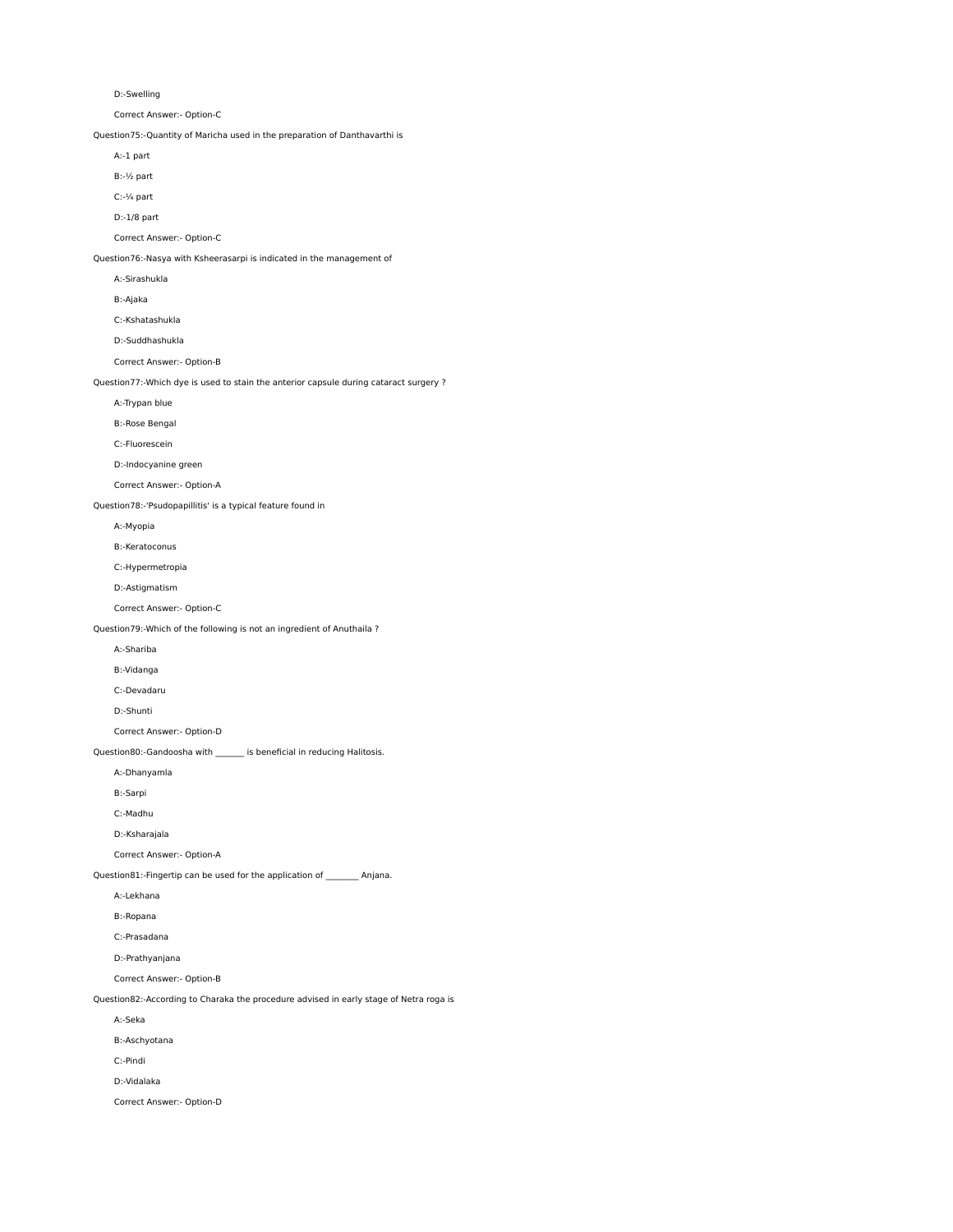D:-Swelling

Correct Answer:- Option-C

Question75:-Quantity of Maricha used in the preparation of Danthavarthi is

A:-1 part

B:-½ part

C:-¼ part

D:-1/8 part

Correct Answer:- Option-C

Question76:-Nasya with Ksheerasarpi is indicated in the management of

A:-Sirashukla

B:-Ajaka

C:-Kshatashukla

D:-Suddhashukla

Correct Answer:- Option-B

Question77:-Which dye is used to stain the anterior capsule during cataract surgery ?

A:-Trypan blue

B:-Rose Bengal

C:-Fluorescein

D:-Indocyanine green

Correct Answer:- Option-A

Question78:-'Psudopapillitis' is a typical feature found in

A:-Myopia

B:-Keratoconus

C:-Hypermetropia

D:-Astigmatism

Correct Answer:- Option-C

Question79:-Which of the following is not an ingredient of Anuthaila ?

A:-Shariba

B:-Vidanga

C:-Devadaru

D:-Shunti

Correct Answer:- Option-D

Question80:-Gandoosha with _______ is beneficial in reducing Halitosis.

A:-Dhanyamla

B:-Sarpi

C:-Madhu

D:-Ksharajala

Correct Answer:- Option-A

Question81:-Fingertip can be used for the application of ________ Anjana.

A:-Lekhana

B:-Ropana

C:-Prasadana

D:-Prathyanjana

Correct Answer:- Option-B

Question82:-According to Charaka the procedure advised in early stage of Netra roga is

A:-Seka

B:-Aschyotana

C:-Pindi

D:-Vidalaka

Correct Answer:- Option-D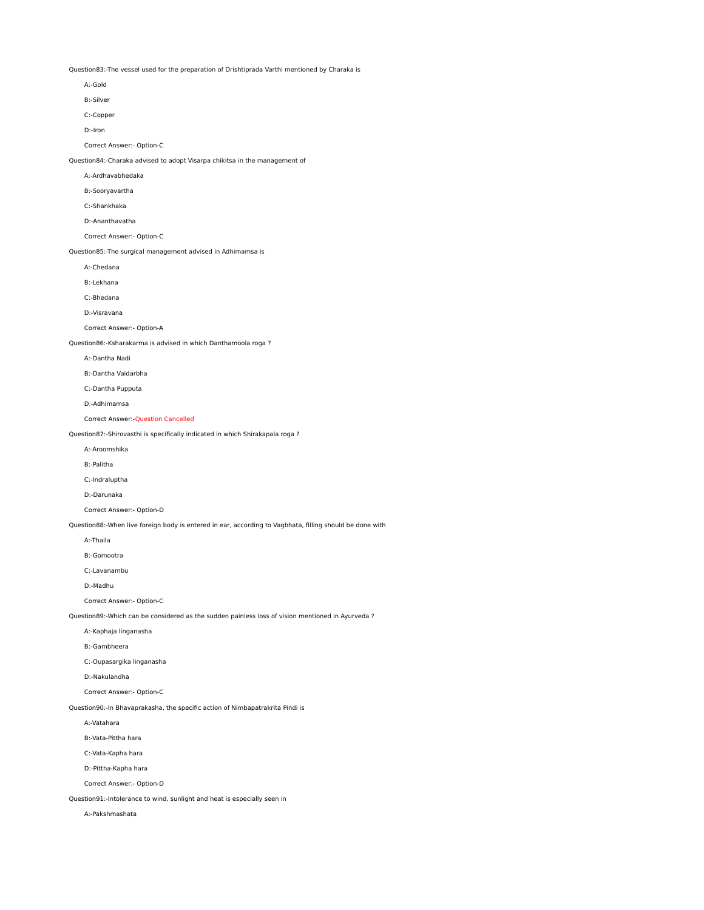Question83:-The vessel used for the preparation of Drishtiprada Varthi mentioned by Charaka is

A:-Gold

B:-Silver

C:-Copper

D:-Iron

Correct Answer:- Option-C

Question84:-Charaka advised to adopt Visarpa chikitsa in the management of

A:-Ardhavabhedaka

B:-Sooryavartha

C:-Shankhaka

D:-Ananthavatha

Correct Answer:- Option-C

Question85:-The surgical management advised in Adhimamsa is

A:-Chedana

B:-Lekhana

C:-Bhedana

D:-Visravana

Correct Answer:- Option-A

Question86:-Ksharakarma is advised in which Danthamoola roga ?

A:-Dantha Nadi

B:-Dantha Vaidarbha

C:-Dantha Pupputa

D:-Adhimamsa

Correct Answer:-Question Cancelled

Question87:-Shirovasthi is specifically indicated in which Shirakapala roga ?

A:-Aroomshika

B:-Palitha

C:-Indraluptha

D:-Darunaka

Correct Answer:- Option-D

Question88:-When live foreign body is entered in ear, according to Vagbhata, filling should be done with

A:-Thaila

B:-Gomootra

C:-Lavanambu

D:-Madhu

Correct Answer:- Option-C

Question89:-Which can be considered as the sudden painless loss of vision mentioned in Ayurveda ?

A:-Kaphaja linganasha

B:-Gambheera

C:-Oupasargika linganasha

D:-Nakulandha

Correct Answer:- Option-C

Question90:-In Bhavaprakasha, the specific action of Nimbapatrakrita Pindi is

A:-Vatahara

B:-Vata-Pittha hara

C:-Vata-Kapha hara

D:-Pittha-Kapha hara

Correct Answer:- Option-D

Question91:-Intolerance to wind, sunlight and heat is especially seen in

A:-Pakshmashata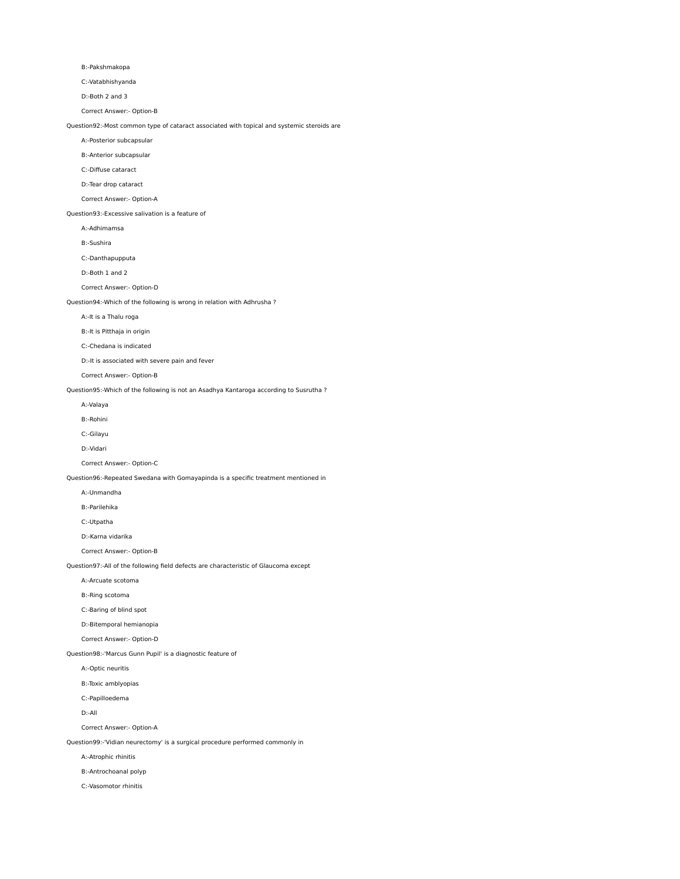B:-Pakshmakopa

C:-Vatabhishyanda

D:-Both 2 and 3

Correct Answer:- Option-B

Question92:-Most common type of cataract associated with topical and systemic steroids are

A:-Posterior subcapsular

B:-Anterior subcapsular

C:-Diffuse cataract

D:-Tear drop cataract

Correct Answer:- Option-A

Question93:-Excessive salivation is a feature of

A:-Adhimamsa

B:-Sushira

C:-Danthapupputa

D:-Both 1 and 2

Correct Answer:- Option-D

Question94:-Which of the following is wrong in relation with Adhrusha ?

A:-It is a Thalu roga

B:-It is Pitthaja in origin

C:-Chedana is indicated

D:-It is associated with severe pain and fever

Correct Answer:- Option-B

Question95:-Which of the following is not an Asadhya Kantaroga according to Susrutha ?

A:-Valaya

B:-Rohini

C:-Gilayu

D:-Vidari

Correct Answer:- Option-C

Question96:-Repeated Swedana with Gomayapinda is a specific treatment mentioned in

A:-Unmandha

B:-Parilehika

C:-Utpatha

D:-Karna vidarika

Correct Answer:- Option-B

Question97:-All of the following field defects are characteristic of Glaucoma except

A:-Arcuate scotoma

B:-Ring scotoma

C:-Baring of blind spot

D:-Bitemporal hemianopia

Correct Answer:- Option-D

Question98:-'Marcus Gunn Pupil' is a diagnostic feature of

A:-Optic neuritis

B:-Toxic amblyopias

C:-Papilloedema

D:-All

Correct Answer:- Option-A

Question99:-'Vidian neurectomy' is a surgical procedure performed commonly in

A:-Atrophic rhinitis

B:-Antrochoanal polyp

C:-Vasomotor rhinitis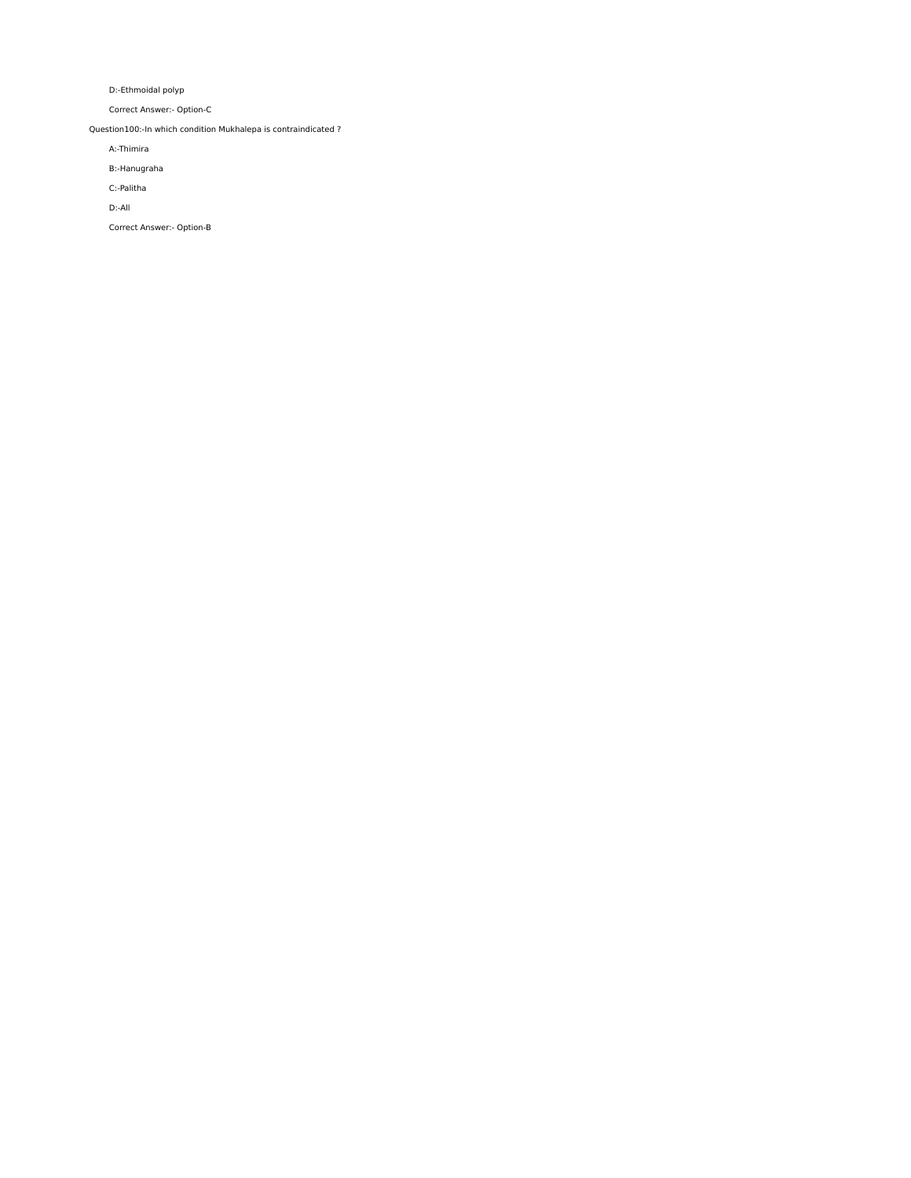D:-Ethmoidal polyp

Correct Answer:- Option-C

Question100:-In which condition Mukhalepa is contraindicated ?

A:-Thimira

B:-Hanugraha

C:-Palitha

D:-All

Correct Answer:- Option-B